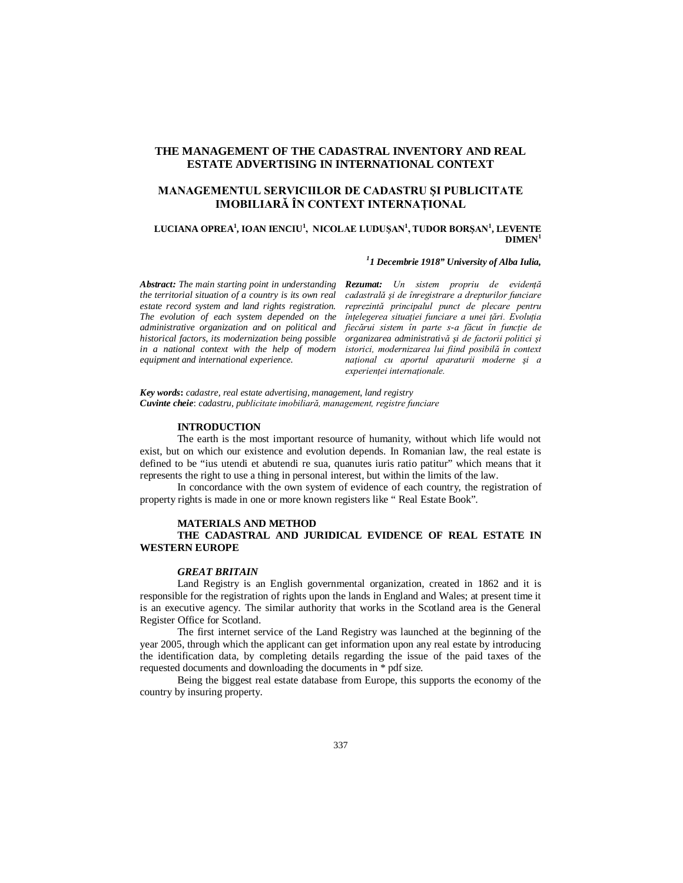# THE MANAGEMENT OF THE CADASTRAL INVENTORY AND REAL ESTATE ADVERTISING IN INTERNATIONAL CONTEXT

# MANAGEMENTUL SERVICIILOR DE CADASTRU ȘI PUBLICITATE IMOBILIARĂ ÎN CONTEXT INTERNAȚIONAL

**LUCIANA OPREA[1], IOAN IENCIU[1], NICOLAE LUDUȘAN[1], TUDOR BORȘAN[1], LEVENTE DIMEN[1]**

*[1]1 Decembrie 1918" University of Alba Iulia,*

***Abstract:*** *The main starting point in understanding the territorial situation of a country is its own real estate record system and land rights registration. The evolution of each system depended on the administrative organization and on political and historical factors, its modernization being possible in a national context with the help of modern equipment and international experience.*

***Rezumat:*** *Un sistem propriu de evidență cadastrală și de înregistrare a drepturilor funciare reprezintă principalul punct de plecare pentru înțelegerea situației funciare a unei țări. Evoluția fiecărui sistem în parte s-a făcut în funcție de organizarea administrativă și de factorii politici și istorici, modernizarea lui fiind posibilă în context național cu aportul aparaturii moderne și a experienței internaționale.*

***Key words*:** *cadastre, real estate advertising, management, land registry*
***Cuvinte cheie*:** *cadastru, publicitate imobiliară, management, registre funciare*

## INTRODUCTION

The earth is the most important resource of humanity, without which life would not exist, but on which our existence and evolution depends. In Romanian law, the real estate is defined to be "ius utendi et abutendi re sua, quanutes iuris ratio patitur" which means that it represents the right to use a thing in personal interest, but within the limits of the law.

In concordance with the own system of evidence of each country, the registration of property rights is made in one or more known registers like " Real Estate Book".

## MATERIALS AND METHOD

## THE CADASTRAL AND JURIDICAL EVIDENCE OF REAL ESTATE IN WESTERN EUROPE

### *GREAT BRITAIN*

Land Registry is an English governmental organization, created in 1862 and it is responsible for the registration of rights upon the lands in England and Wales; at present time it is an executive agency. The similar authority that works in the Scotland area is the General Register Office for Scotland.

The first internet service of the Land Registry was launched at the beginning of the year 2005, through which the applicant can get information upon any real estate by introducing the identification data, by completing details regarding the issue of the paid taxes of the requested documents and downloading the documents in * pdf size.

Being the biggest real estate database from Europe, this supports the economy of the country by insuring property.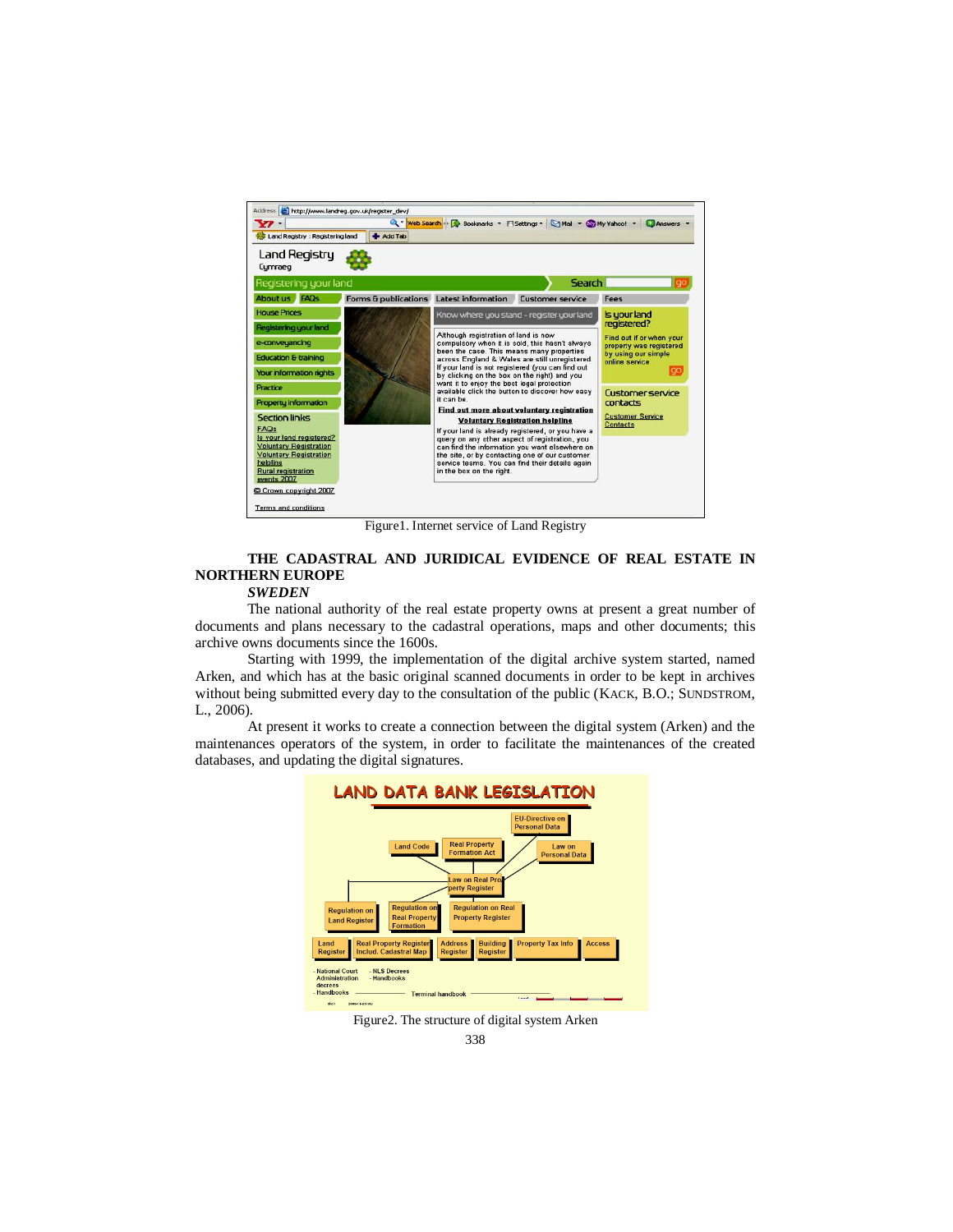Figure1. Internet service of Land Registry

## THE CADASTRAL AND JURIDICAL EVIDENCE OF REAL ESTATE IN NORTHERN EUROPE

### *SWEDEN*

The national authority of the real estate property owns at present a great number of documents and plans necessary to the cadastral operations, maps and other documents; this archive owns documents since the 1600s.

Starting with 1999, the implementation of the digital archive system started, named Arken, and which has at the basic original scanned documents in order to be kept in archives without being submitted every day to the consultation of the public (KACK, B.O.; SUNDSTROM, L., 2006).

At present it works to create a connection between the digital system (Arken) and the maintenances operators of the system, in order to facilitate the maintenances of the created databases, and updating the digital signatures.

Figure2. The structure of digital system Arken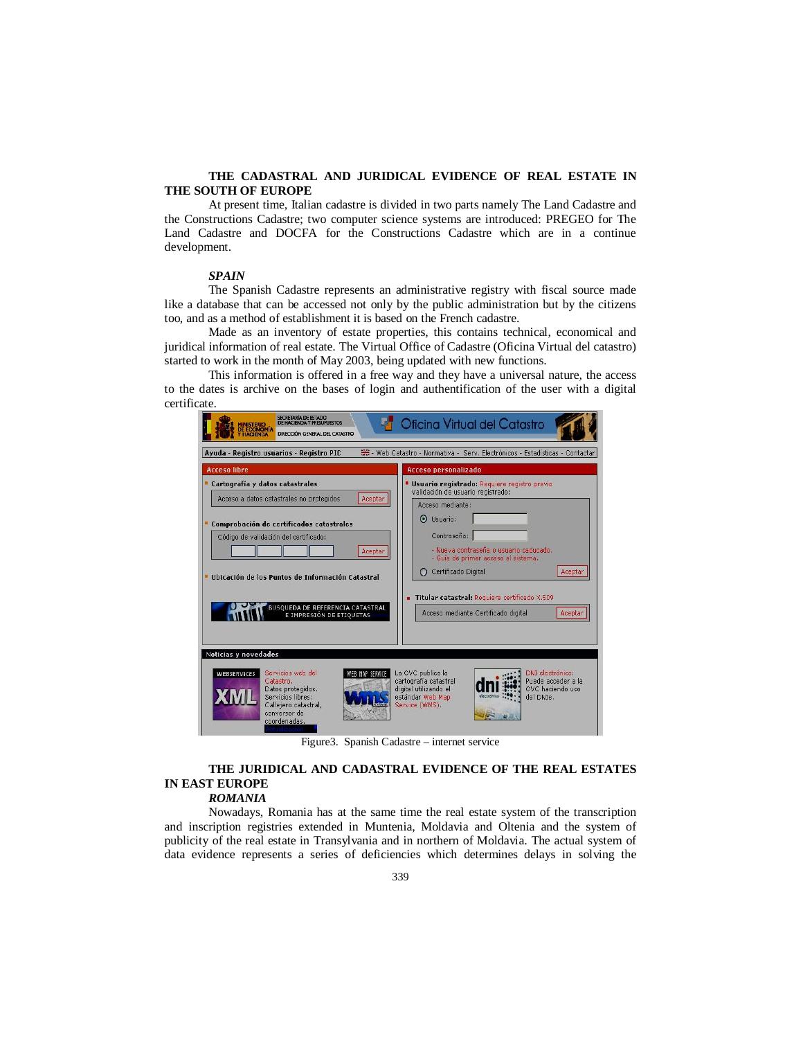**THE CADASTRAL AND JURIDICAL EVIDENCE OF REAL ESTATE IN THE SOUTH OF EUROPE**

At present time, Italian cadastre is divided in two parts namely The Land Cadastre and the Constructions Cadastre; two computer science systems are introduced: PREGEO for The Land Cadastre and DOCFA for the Constructions Cadastre which are in a continue development.

***SPAIN***

The Spanish Cadastre represents an administrative registry with fiscal source made like a database that can be accessed not only by the public administration but by the citizens too, and as a method of establishment it is based on the French cadastre.

Made as an inventory of estate properties, this contains technical, economical and juridical information of real estate. The Virtual Office of Cadastre (Oficina Virtual del catastro) started to work in the month of May 2003, being updated with new functions.

This information is offered in a free way and they have a universal nature, the access to the dates is archive on the bases of login and authentication of the user with a digital certificate.

Figure3. Spanish Cadastre – internet service

**THE JURIDICAL AND CADASTRAL EVIDENCE OF THE REAL ESTATES IN EAST EUROPE**

***ROMANIA***

Nowadays, Romania has at the same time the real estate system of the transcription and inscription registries extended in Muntenia, Moldavia and Oltenia and the system of publicity of the real estate in Transylvania and in northern of Moldavia. The actual system of data evidence represents a series of deficiencies which determines delays in solving the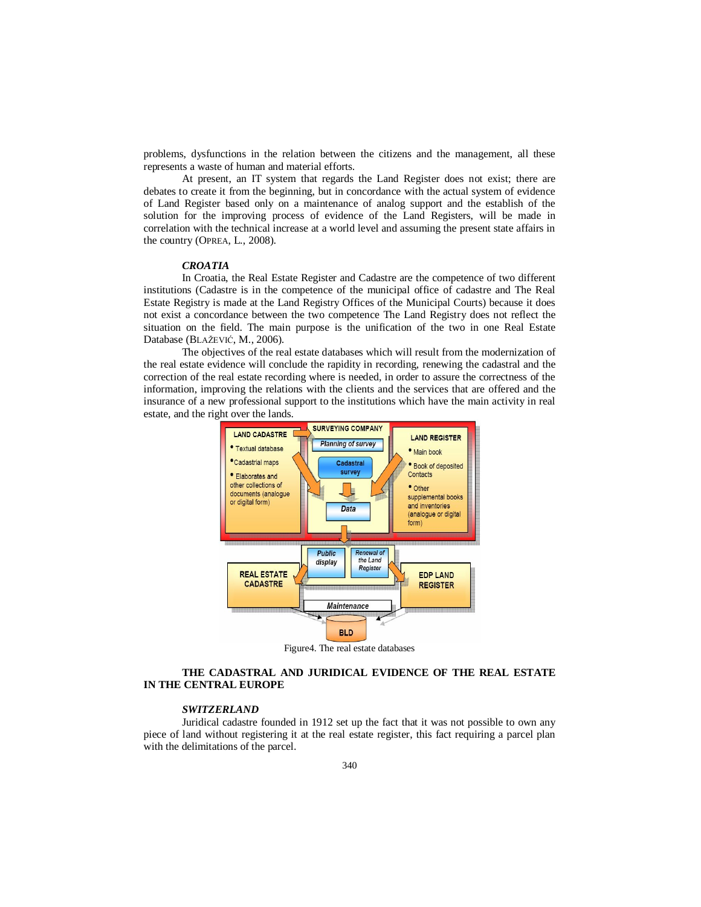problems, dysfunctions in the relation between the citizens and the management, all these represents a waste of human and material efforts.

At present, an IT system that regards the Land Register does not exist; there are debates to create it from the beginning, but in concordance with the actual system of evidence of Land Register based only on a maintenance of analog support and the establish of the solution for the improving process of evidence of the Land Registers, will be made in correlation with the technical increase at a world level and assuming the present state affairs in the country (OPREA, L., 2008).

### *CROATIA*

In Croatia, the Real Estate Register and Cadastre are the competence of two different institutions (Cadastre is in the competence of the municipal office of cadastre and The Real Estate Registry is made at the Land Registry Offices of the Municipal Courts) because it does not exist a concordance between the two competence The Land Registry does not reflect the situation on the field. The main purpose is the unification of the two in one Real Estate Database (BLAŽEVIĆ, M., 2006).

The objectives of the real estate databases which will result from the modernization of the real estate evidence will conclude the rapidity in recording, renewing the cadastral and the correction of the real estate recording where is needed, in order to assure the correctness of the information, improving the relations with the clients and the services that are offered and the insurance of a new professional support to the institutions which have the main activity in real estate, and the right over the lands.

Figure4. The real estate databases

## THE CADASTRAL AND JURIDICAL EVIDENCE OF THE REAL ESTATE IN THE CENTRAL EUROPE

### *SWITZERLAND*

Juridical cadastre founded in 1912 set up the fact that it was not possible to own any piece of land without registering it at the real estate register, this fact requiring a parcel plan with the delimitations of the parcel.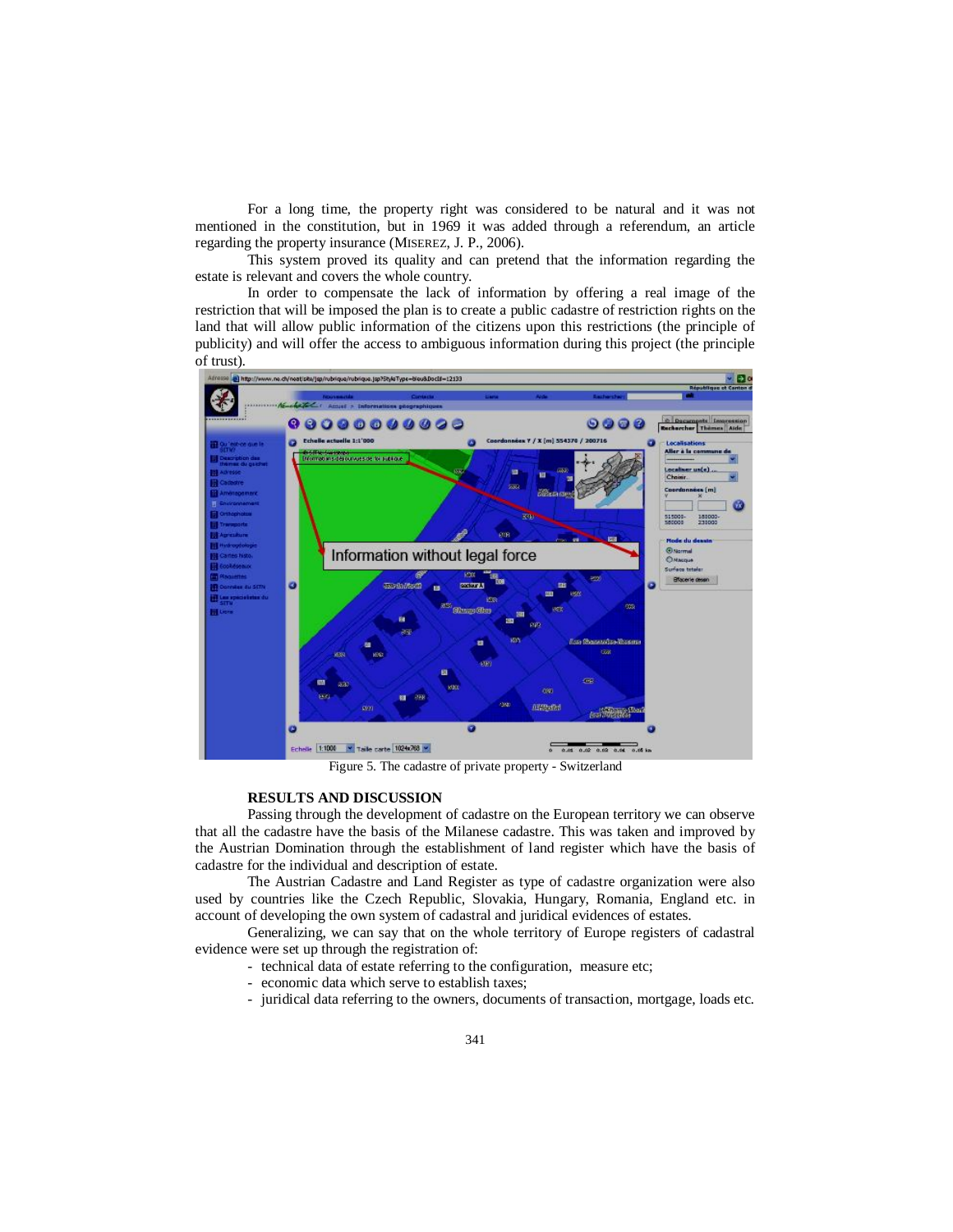For a long time, the property right was considered to be natural and it was not mentioned in the constitution, but in 1969 it was added through a referendum, an article regarding the property insurance (MISEREZ, J. P., 2006).

This system proved its quality and can pretend that the information regarding the estate is relevant and covers the whole country.

In order to compensate the lack of information by offering a real image of the restriction that will be imposed the plan is to create a public cadastre of restriction rights on the land that will allow public information of the citizens upon this restrictions (the principle of publicity) and will offer the access to ambiguous information during this project (the principle of trust).

Figure 5. The cadastre of private property - Switzerland

## RESULTS AND DISCUSSION

Passing through the development of cadastre on the European territory we can observe that all the cadastre have the basis of the Milanese cadastre. This was taken and improved by the Austrian Domination through the establishment of land register which have the basis of cadastre for the individual and description of estate.

The Austrian Cadastre and Land Register as type of cadastre organization were also used by countries like the Czech Republic, Slovakia, Hungary, Romania, England etc. in account of developing the own system of cadastral and juridical evidences of estates.

Generalizing, we can say that on the whole territory of Europe registers of cadastral evidence were set up through the registration of:

- technical data of estate referring to the configuration, measure etc;
- economic data which serve to establish taxes;
- juridical data referring to the owners, documents of transaction, mortgage, loads etc.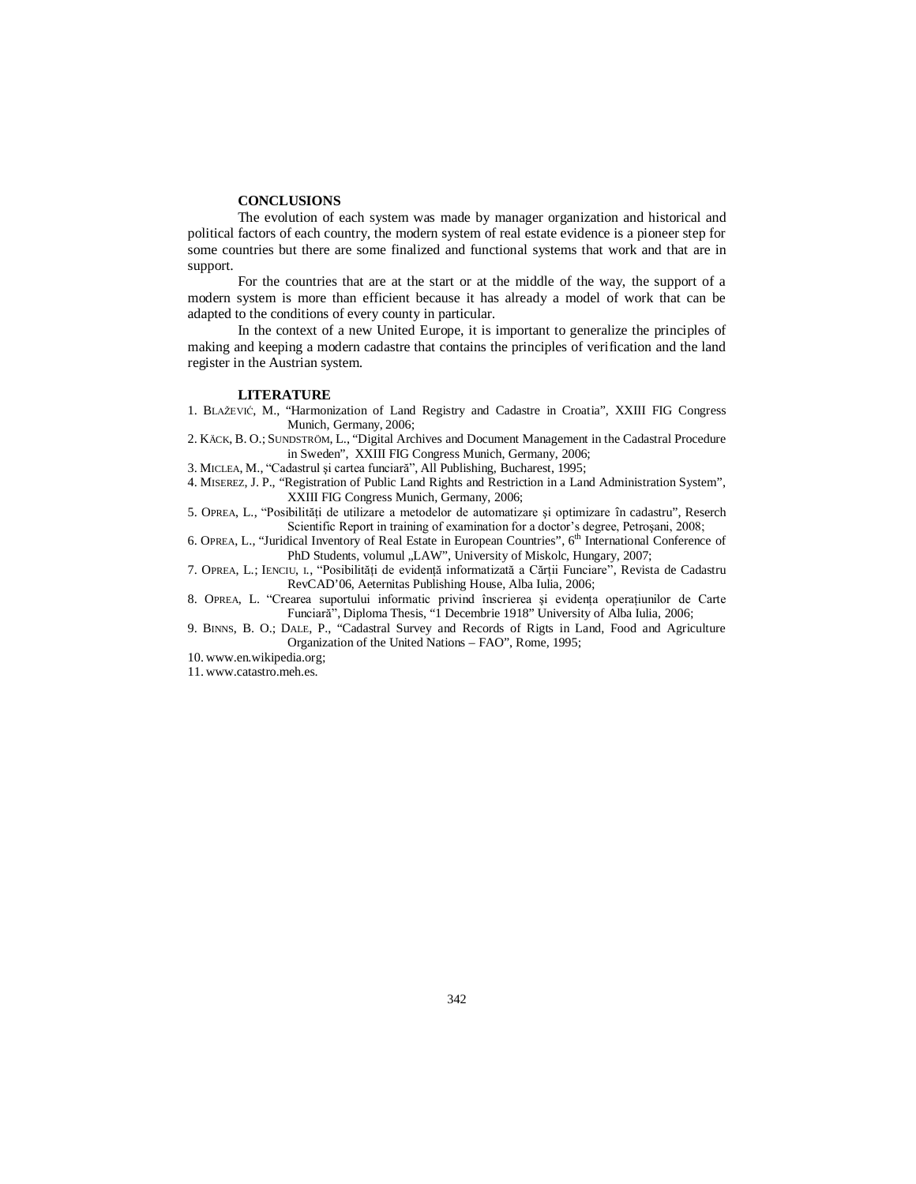## CONCLUSIONS

The evolution of each system was made by manager organization and historical and political factors of each country, the modern system of real estate evidence is a pioneer step for some countries but there are some finalized and functional systems that work and that are in support.

For the countries that are at the start or at the middle of the way, the support of a modern system is more than efficient because it has already a model of work that can be adapted to the conditions of every county in particular.

In the context of a new United Europe, it is important to generalize the principles of making and keeping a modern cadastre that contains the principles of verification and the land register in the Austrian system.

## LITERATURE

1. BLAŽEVIĆ, M., "Harmonization of Land Registry and Cadastre in Croatia", XXIII FIG Congress Munich, Germany, 2006;
2. KÄCK, B. O.; SUNDSTRÖM, L., "Digital Archives and Document Management in the Cadastral Procedure in Sweden", XXIII FIG Congress Munich, Germany, 2006;
3. MICLEA, M., "Cadastrul şi cartea funciară", All Publishing, Bucharest, 1995;
4. MISEREZ, J. P., "Registration of Public Land Rights and Restriction in a Land Administration System", XXIII FIG Congress Munich, Germany, 2006;
5. OPREA, L., "Posibilităţi de utilizare a metodelor de automatizare şi optimizare în cadastru", Reserch Scientific Report in training of examination for a doctor's degree, Petroşani, 2008;
6. OPREA, L., "Juridical Inventory of Real Estate in European Countries", 6th International Conference of PhD Students, volumul „LAW", University of Miskolc, Hungary, 2007;
7. OPREA, L.; IENCIU, I., "Posibilităţi de evidenţă informatizată a Cărţii Funciare", Revista de Cadastru RevCAD'06, Aeternitas Publishing House, Alba Iulia, 2006;
8. OPREA, L. "Crearea suportului informatic privind înscrierea şi evidenţa operaţiunilor de Carte Funciară", Diploma Thesis, "1 Decembrie 1918" University of Alba Iulia, 2006;
9. BINNS, B. O.; DALE, P., "Cadastral Survey and Records of Rigts in Land, Food and Agriculture Organization of the United Nations – FAO", Rome, 1995;
10. www.en.wikipedia.org;
11. www.catastro.meh.es.